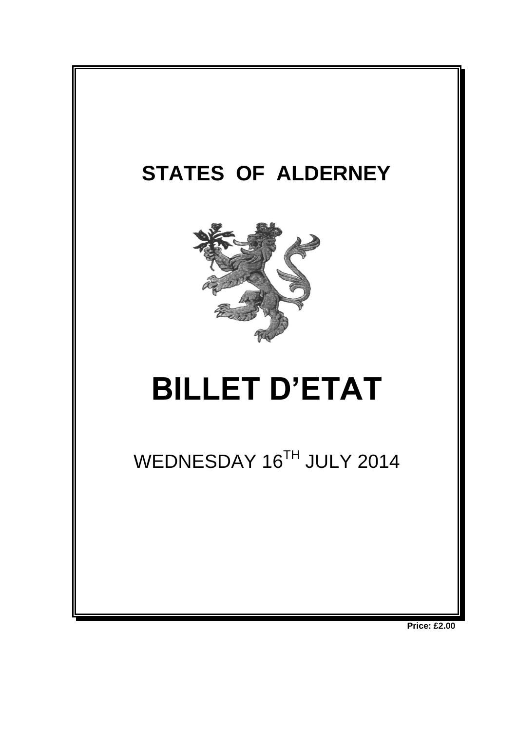# STATES OF ALDERNEY

# BILLET D'ETAT

WEDNESDAY 16$^{TH}$ JULY 2014

**Price: £2.00**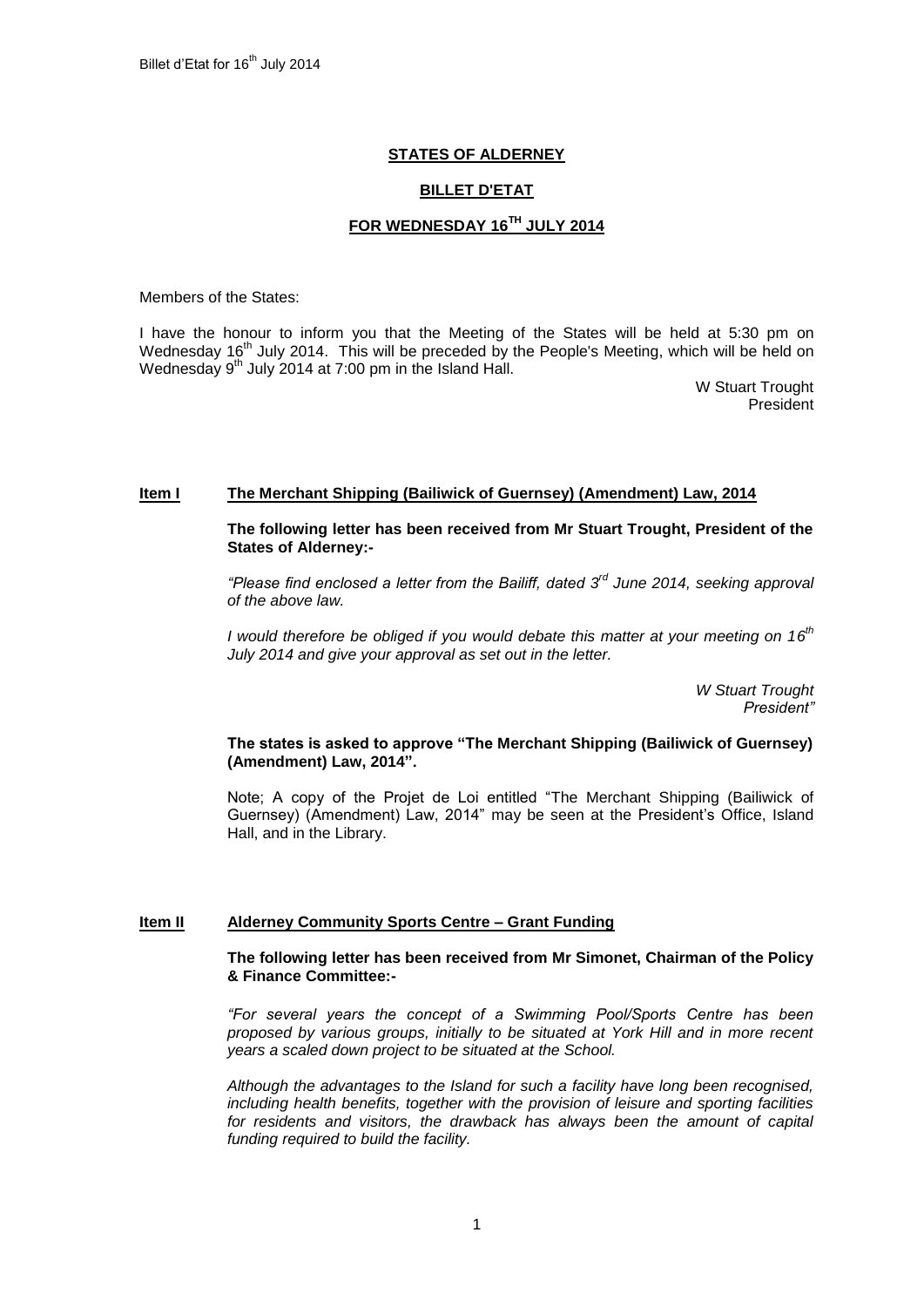**STATES OF ALDERNEY**

**BILLET D'ETAT**

**FOR WEDNESDAY 16TH JULY 2014**

Members of the States:

I have the honour to inform you that the Meeting of the States will be held at 5:30 pm on Wednesday 16th July 2014. This will be preceded by the People's Meeting, which will be held on Wednesday 9th July 2014 at 7:00 pm in the Island Hall.

W Stuart Trought
President

## Item I The Merchant Shipping (Bailiwick of Guernsey) (Amendment) Law, 2014

**The following letter has been received from Mr Stuart Trought, President of the States of Alderney:-**

*"Please find enclosed a letter from the Bailiff, dated 3rd June 2014, seeking approval of the above law.*

*I would therefore be obliged if you would debate this matter at your meeting on 16th July 2014 and give your approval as set out in the letter.*

*W Stuart Trought*
*President"*

**The states is asked to approve "The Merchant Shipping (Bailiwick of Guernsey) (Amendment) Law, 2014".**

Note; A copy of the Projet de Loi entitled "The Merchant Shipping (Bailiwick of Guernsey) (Amendment) Law, 2014" may be seen at the President's Office, Island Hall, and in the Library.

## Item II Alderney Community Sports Centre – Grant Funding

**The following letter has been received from Mr Simonet, Chairman of the Policy & Finance Committee:-**

*"For several years the concept of a Swimming Pool/Sports Centre has been proposed by various groups, initially to be situated at York Hill and in more recent years a scaled down project to be situated at the School.*

*Although the advantages to the Island for such a facility have long been recognised, including health benefits, together with the provision of leisure and sporting facilities for residents and visitors, the drawback has always been the amount of capital funding required to build the facility.*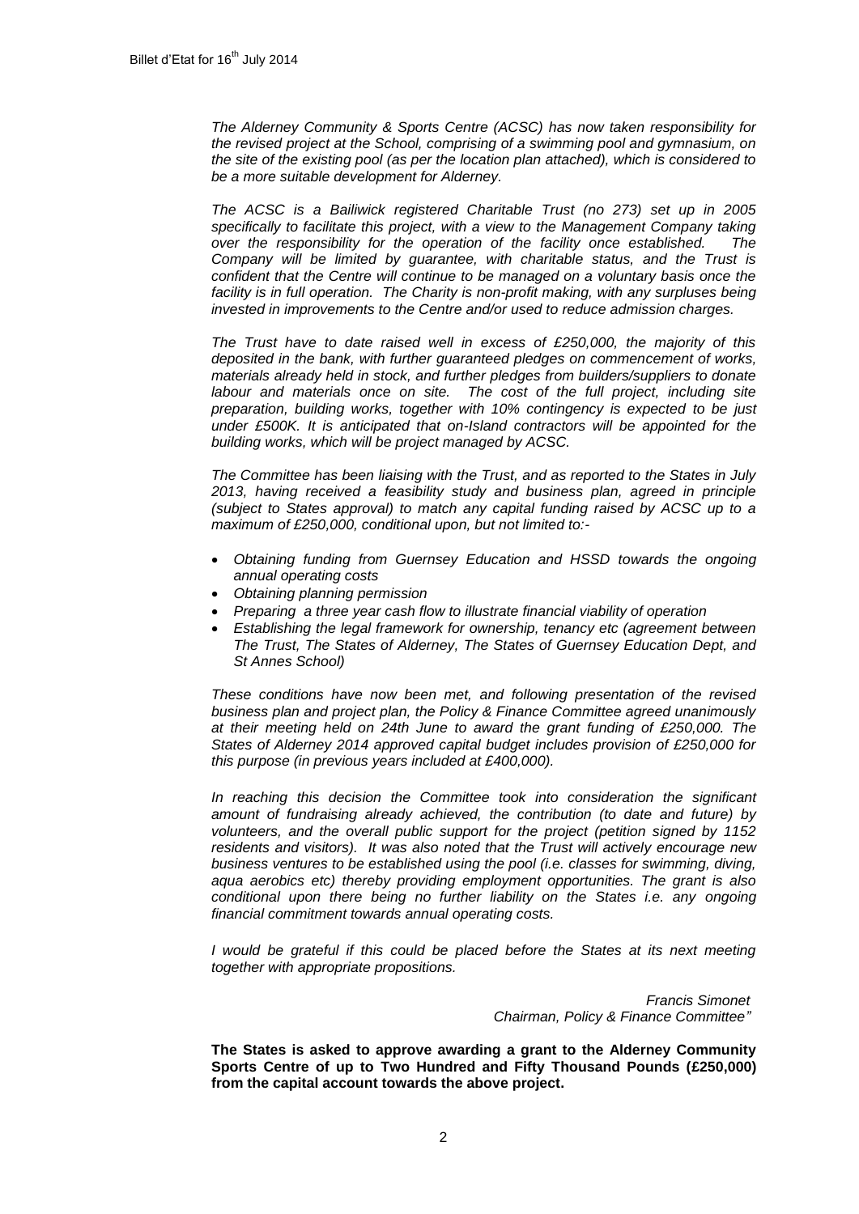*The Alderney Community & Sports Centre (ACSC) has now taken responsibility for the revised project at the School, comprising of a swimming pool and gymnasium, on the site of the existing pool (as per the location plan attached), which is considered to be a more suitable development for Alderney.*

*The ACSC is a Bailiwick registered Charitable Trust (no 273) set up in 2005 specifically to facilitate this project, with a view to the Management Company taking over the responsibility for the operation of the facility once established. The Company will be limited by guarantee, with charitable status, and the Trust is confident that the Centre will continue to be managed on a voluntary basis once the facility is in full operation. The Charity is non-profit making, with any surpluses being invested in improvements to the Centre and/or used to reduce admission charges.*

*The Trust have to date raised well in excess of £250,000, the majority of this deposited in the bank, with further guaranteed pledges on commencement of works, materials already held in stock, and further pledges from builders/suppliers to donate labour and materials once on site. The cost of the full project, including site preparation, building works, together with 10% contingency is expected to be just under £500K. It is anticipated that on-Island contractors will be appointed for the building works, which will be project managed by ACSC.*

*The Committee has been liaising with the Trust, and as reported to the States in July 2013, having received a feasibility study and business plan, agreed in principle (subject to States approval) to match any capital funding raised by ACSC up to a maximum of £250,000, conditional upon, but not limited to:-*

- *Obtaining funding from Guernsey Education and HSSD towards the ongoing annual operating costs*
- *Obtaining planning permission*
- *Preparing a three year cash flow to illustrate financial viability of operation*
- *Establishing the legal framework for ownership, tenancy etc (agreement between The Trust, The States of Alderney, The States of Guernsey Education Dept, and St Annes School)*

*These conditions have now been met, and following presentation of the revised business plan and project plan, the Policy & Finance Committee agreed unanimously at their meeting held on 24th June to award the grant funding of £250,000. The States of Alderney 2014 approved capital budget includes provision of £250,000 for this purpose (in previous years included at £400,000).*

*In reaching this decision the Committee took into consideration the significant amount of fundraising already achieved, the contribution (to date and future) by volunteers, and the overall public support for the project (petition signed by 1152 residents and visitors). It was also noted that the Trust will actively encourage new business ventures to be established using the pool (i.e. classes for swimming, diving, aqua aerobics etc) thereby providing employment opportunities. The grant is also conditional upon there being no further liability on the States i.e. any ongoing financial commitment towards annual operating costs.*

*I would be grateful if this could be placed before the States at its next meeting together with appropriate propositions.*

*Francis Simonet*
*Chairman, Policy & Finance Committee"*

**The States is asked to approve awarding a grant to the Alderney Community Sports Centre of up to Two Hundred and Fifty Thousand Pounds (£250,000) from the capital account towards the above project.**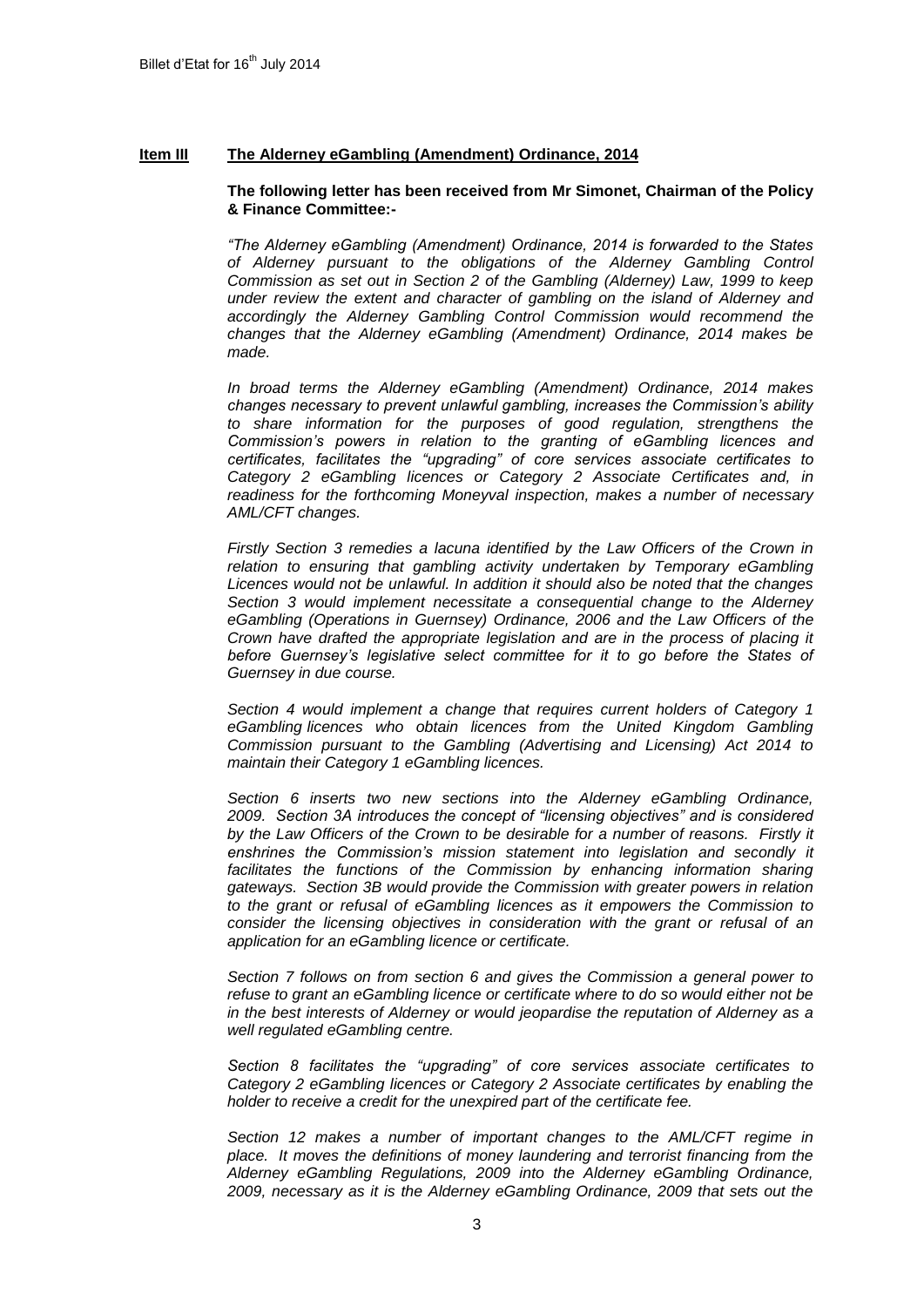## Item III The Alderney eGambling (Amendment) Ordinance, 2014

**The following letter has been received from Mr Simonet, Chairman of the Policy & Finance Committee:-**

*"The Alderney eGambling (Amendment) Ordinance, 2014 is forwarded to the States of Alderney pursuant to the obligations of the Alderney Gambling Control Commission as set out in Section 2 of the Gambling (Alderney) Law, 1999 to keep under review the extent and character of gambling on the island of Alderney and accordingly the Alderney Gambling Control Commission would recommend the changes that the Alderney eGambling (Amendment) Ordinance, 2014 makes be made.*

*In broad terms the Alderney eGambling (Amendment) Ordinance, 2014 makes changes necessary to prevent unlawful gambling, increases the Commission's ability to share information for the purposes of good regulation, strengthens the Commission's powers in relation to the granting of eGambling licences and certificates, facilitates the "upgrading" of core services associate certificates to Category 2 eGambling licences or Category 2 Associate Certificates and, in readiness for the forthcoming Moneyval inspection, makes a number of necessary AML/CFT changes.*

*Firstly Section 3 remedies a lacuna identified by the Law Officers of the Crown in relation to ensuring that gambling activity undertaken by Temporary eGambling Licences would not be unlawful. In addition it should also be noted that the changes Section 3 would implement necessitate a consequential change to the Alderney eGambling (Operations in Guernsey) Ordinance, 2006 and the Law Officers of the Crown have drafted the appropriate legislation and are in the process of placing it before Guernsey's legislative select committee for it to go before the States of Guernsey in due course.*

*Section 4 would implement a change that requires current holders of Category 1 eGambling licences who obtain licences from the United Kingdom Gambling Commission pursuant to the Gambling (Advertising and Licensing) Act 2014 to maintain their Category 1 eGambling licences.*

*Section 6 inserts two new sections into the Alderney eGambling Ordinance, 2009. Section 3A introduces the concept of "licensing objectives" and is considered by the Law Officers of the Crown to be desirable for a number of reasons. Firstly it enshrines the Commission's mission statement into legislation and secondly it facilitates the functions of the Commission by enhancing information sharing gateways. Section 3B would provide the Commission with greater powers in relation to the grant or refusal of eGambling licences as it empowers the Commission to consider the licensing objectives in consideration with the grant or refusal of an application for an eGambling licence or certificate.*

*Section 7 follows on from section 6 and gives the Commission a general power to refuse to grant an eGambling licence or certificate where to do so would either not be in the best interests of Alderney or would jeopardise the reputation of Alderney as a well regulated eGambling centre.*

*Section 8 facilitates the "upgrading" of core services associate certificates to Category 2 eGambling licences or Category 2 Associate certificates by enabling the holder to receive a credit for the unexpired part of the certificate fee.*

*Section 12 makes a number of important changes to the AML/CFT regime in place. It moves the definitions of money laundering and terrorist financing from the Alderney eGambling Regulations, 2009 into the Alderney eGambling Ordinance, 2009, necessary as it is the Alderney eGambling Ordinance, 2009 that sets out the*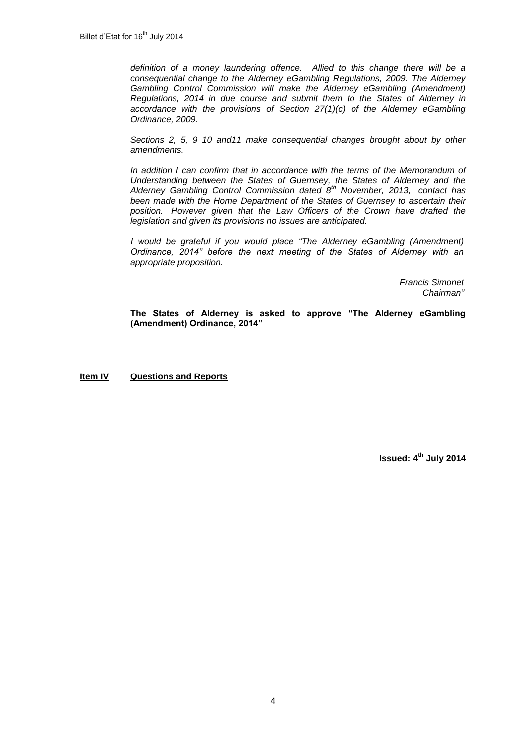*definition of a money laundering offence. Allied to this change there will be a consequential change to the Alderney eGambling Regulations, 2009. The Alderney Gambling Control Commission will make the Alderney eGambling (Amendment) Regulations, 2014 in due course and submit them to the States of Alderney in accordance with the provisions of Section 27(1)(c) of the Alderney eGambling Ordinance, 2009.*

*Sections 2, 5, 9 10 and11 make consequential changes brought about by other amendments.*

*In addition I can confirm that in accordance with the terms of the Memorandum of Understanding between the States of Guernsey, the States of Alderney and the Alderney Gambling Control Commission dated 8th November, 2013, contact has been made with the Home Department of the States of Guernsey to ascertain their position. However given that the Law Officers of the Crown have drafted the legislation and given its provisions no issues are anticipated.*

*I would be grateful if you would place "The Alderney eGambling (Amendment) Ordinance, 2014" before the next meeting of the States of Alderney with an appropriate proposition.*

*Francis Simonet*
*Chairman"*

**The States of Alderney is asked to approve "The Alderney eGambling (Amendment) Ordinance, 2014"**

**Item IV** **Questions and Reports**

**Issued: 4th July 2014**